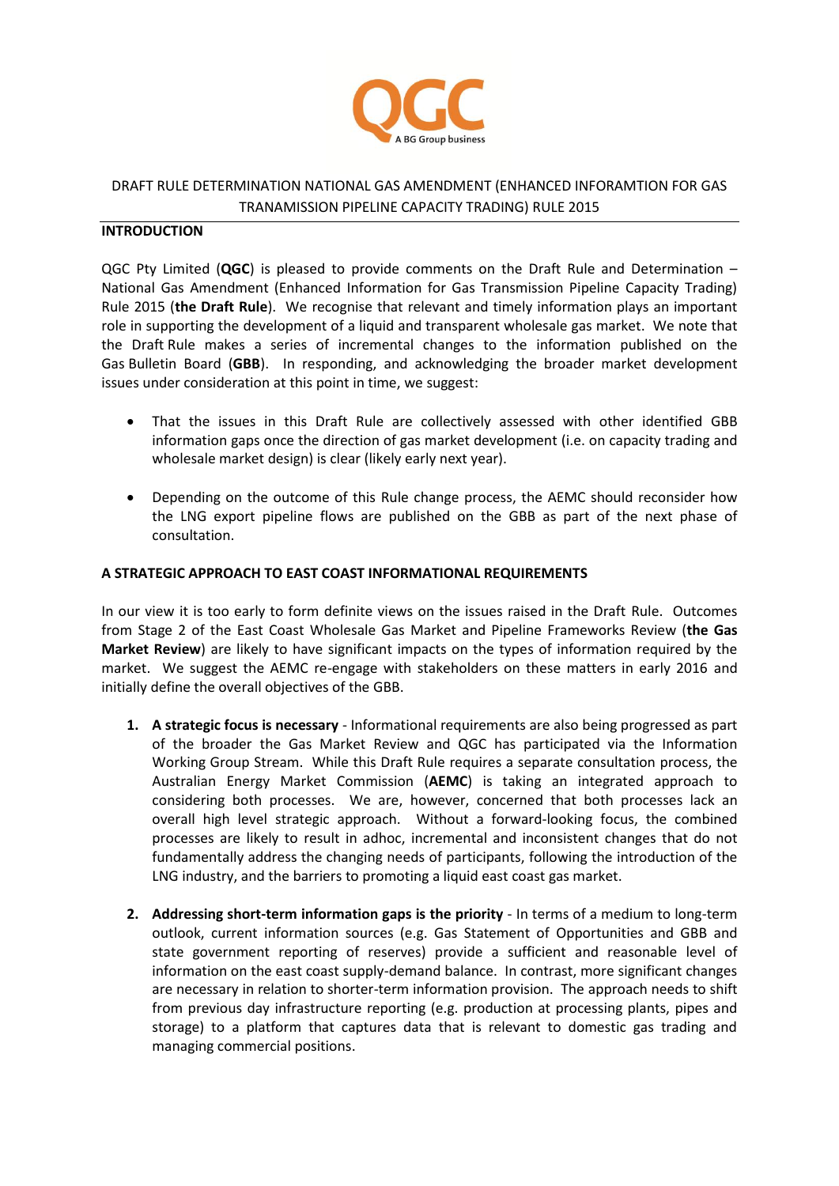DRAFT RULE DETERMINATION NATIONAL GAS AMENDMENT (ENHANCED INFORAMTION FOR GAS TRANAMISSION PIPELINE CAPACITY TRADING) RULE 2015

**INTRODUCTION**

QGC Pty Limited (**QGC**) is pleased to provide comments on the Draft Rule and Determination – National Gas Amendment (Enhanced Information for Gas Transmission Pipeline Capacity Trading) Rule 2015 (**the Draft Rule**). We recognise that relevant and timely information plays an important role in supporting the development of a liquid and transparent wholesale gas market. We note that the Draft Rule makes a series of incremental changes to the information published on the Gas Bulletin Board (**GBB**). In responding, and acknowledging the broader market development issues under consideration at this point in time, we suggest:

- That the issues in this Draft Rule are collectively assessed with other identified GBB information gaps once the direction of gas market development (i.e. on capacity trading and wholesale market design) is clear (likely early next year).
- Depending on the outcome of this Rule change process, the AEMC should reconsider how the LNG export pipeline flows are published on the GBB as part of the next phase of consultation.

**A STRATEGIC APPROACH TO EAST COAST INFORMATIONAL REQUIREMENTS**

In our view it is too early to form definite views on the issues raised in the Draft Rule. Outcomes from Stage 2 of the East Coast Wholesale Gas Market and Pipeline Frameworks Review (**the Gas Market Review**) are likely to have significant impacts on the types of information required by the market. We suggest the AEMC re-engage with stakeholders on these matters in early 2016 and initially define the overall objectives of the GBB.

1. **A strategic focus is necessary** - Informational requirements are also being progressed as part of the broader the Gas Market Review and QGC has participated via the Information Working Group Stream. While this Draft Rule requires a separate consultation process, the Australian Energy Market Commission (**AEMC**) is taking an integrated approach to considering both processes. We are, however, concerned that both processes lack an overall high level strategic approach. Without a forward-looking focus, the combined processes are likely to result in adhoc, incremental and inconsistent changes that do not fundamentally address the changing needs of participants, following the introduction of the LNG industry, and the barriers to promoting a liquid east coast gas market.

2. **Addressing short-term information gaps is the priority** - In terms of a medium to long-term outlook, current information sources (e.g. Gas Statement of Opportunities and GBB and state government reporting of reserves) provide a sufficient and reasonable level of information on the east coast supply-demand balance. In contrast, more significant changes are necessary in relation to shorter-term information provision. The approach needs to shift from previous day infrastructure reporting (e.g. production at processing plants, pipes and storage) to a platform that captures data that is relevant to domestic gas trading and managing commercial positions.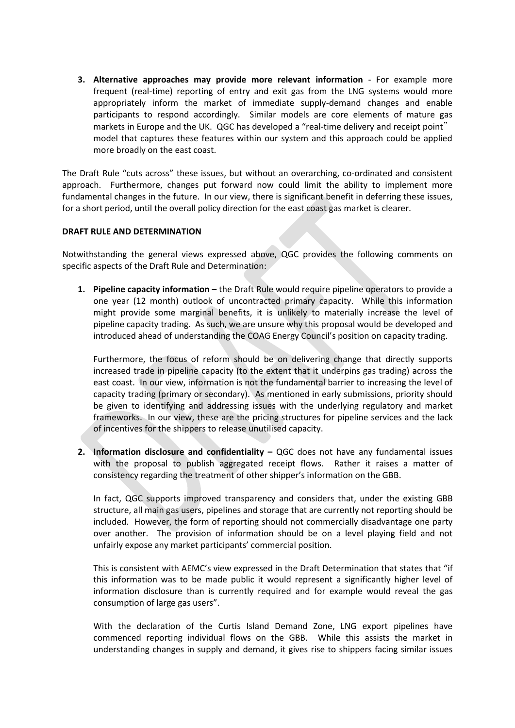3. **Alternative approaches may provide more relevant information** - For example more frequent (real-time) reporting of entry and exit gas from the LNG systems would more appropriately inform the market of immediate supply-demand changes and enable participants to respond accordingly. Similar models are core elements of mature gas markets in Europe and the UK. QGC has developed a "real-time delivery and receipt point" model that captures these features within our system and this approach could be applied more broadly on the east coast.

The Draft Rule "cuts across" these issues, but without an overarching, co-ordinated and consistent approach. Furthermore, changes put forward now could limit the ability to implement more fundamental changes in the future. In our view, there is significant benefit in deferring these issues, for a short period, until the overall policy direction for the east coast gas market is clearer.

**DRAFT RULE AND DETERMINATION**

Notwithstanding the general views expressed above, QGC provides the following comments on specific aspects of the Draft Rule and Determination:

1. **Pipeline capacity information** – the Draft Rule would require pipeline operators to provide a one year (12 month) outlook of uncontracted primary capacity. While this information might provide some marginal benefits, it is unlikely to materially increase the level of pipeline capacity trading. As such, we are unsure why this proposal would be developed and introduced ahead of understanding the COAG Energy Council's position on capacity trading.

   Furthermore, the focus of reform should be on delivering change that directly supports increased trade in pipeline capacity (to the extent that it underpins gas trading) across the east coast. In our view, information is not the fundamental barrier to increasing the level of capacity trading (primary or secondary). As mentioned in early submissions, priority should be given to identifying and addressing issues with the underlying regulatory and market frameworks. In our view, these are the pricing structures for pipeline services and the lack of incentives for the shippers to release unutilised capacity.

2. **Information disclosure and confidentiality –** QGC does not have any fundamental issues with the proposal to publish aggregated receipt flows. Rather it raises a matter of consistency regarding the treatment of other shipper's information on the GBB.

   In fact, QGC supports improved transparency and considers that, under the existing GBB structure, all main gas users, pipelines and storage that are currently not reporting should be included. However, the form of reporting should not commercially disadvantage one party over another. The provision of information should be on a level playing field and not unfairly expose any market participants' commercial position.

   This is consistent with AEMC's view expressed in the Draft Determination that states that "if this information was to be made public it would represent a significantly higher level of information disclosure than is currently required and for example would reveal the gas consumption of large gas users".

   With the declaration of the Curtis Island Demand Zone, LNG export pipelines have commenced reporting individual flows on the GBB. While this assists the market in understanding changes in supply and demand, it gives rise to shippers facing similar issues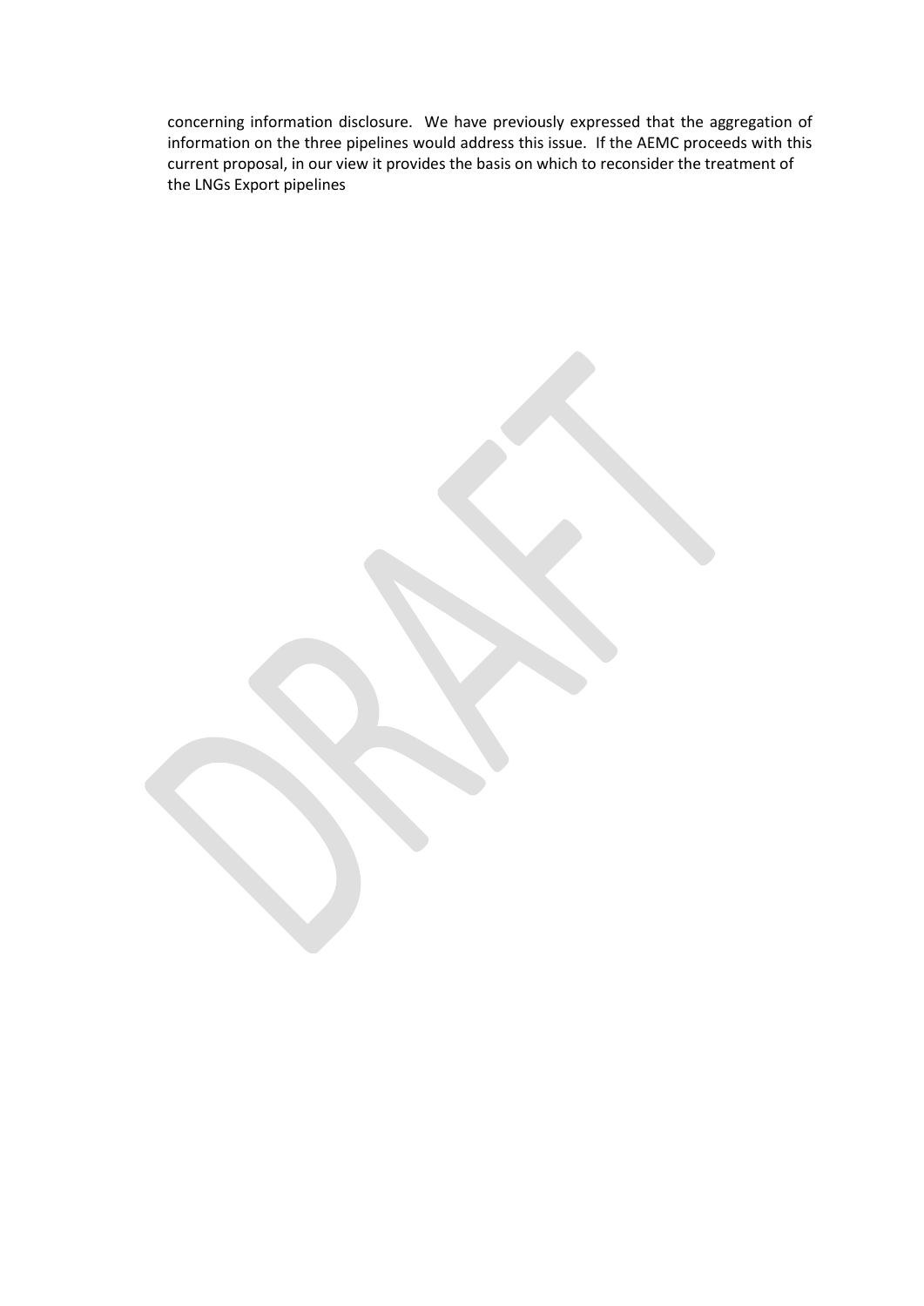concerning information disclosure. We have previously expressed that the aggregation of information on the three pipelines would address this issue. If the AEMC proceeds with this current proposal, in our view it provides the basis on which to reconsider the treatment of the LNGs Export pipelines